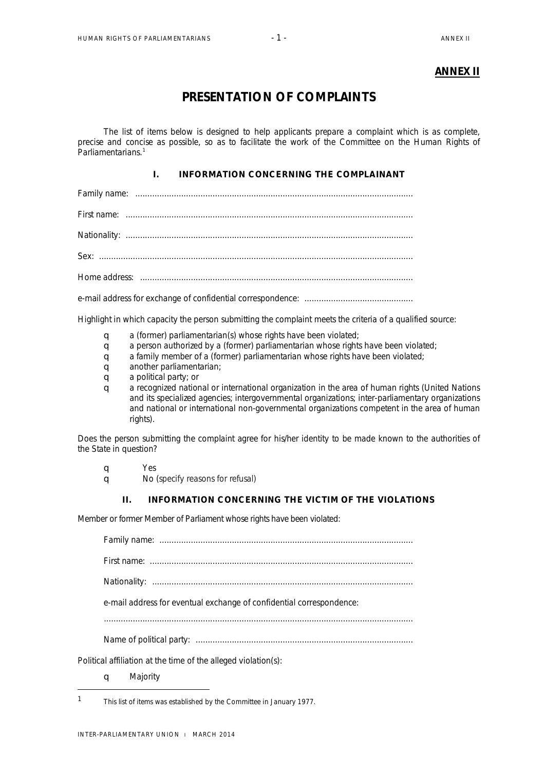**ANNEX II**

# PRESENTATION OF COMPLAINTS

The list of items below is designed to help applicants prepare a complaint which is as complete, precise and concise as possible, so as to facilitate the work of the Committee on the Human Rights of Parliamentarians.[1]

## I. INFORMATION CONCERNING THE COMPLAINANT

Family name: ...................................................................................................................

First name: .......................................................................................................................

Nationality: .......................................................................................................................

Sex: ..................................................................................................................................

Home address: .................................................................................................................

e-mail address for exchange of confidential correspondence: .............................................

Highlight in which capacity the person submitting the complaint meets the criteria of a qualified source:

- ☐ a (former) parliamentarian(s) whose rights have been violated;
- ☐ a person authorized by a (former) parliamentarian whose rights have been violated;
- ☐ a family member of a (former) parliamentarian whose rights have been violated;
- ☐ another parliamentarian;
- ☐ a political party; or
- ☐ a recognized national or international organization in the area of human rights (United Nations and its specialized agencies; intergovernmental organizations; inter-parliamentary organizations and national or international non-governmental organizations competent in the area of human rights).

Does the person submitting the complaint agree for his/her identity to be made known to the authorities of the State in question?

- ☐ Yes
- ☐ No (specify reasons for refusal)

## II. INFORMATION CONCERNING THE VICTIM OF THE VIOLATIONS

Member or former Member of Parliament whose rights have been violated:

Family name: .........................................................................................................

First name: .............................................................................................................

Nationality: ............................................................................................................

e-mail address for eventual exchange of confidential correspondence:

...............................................................................................................................

Name of political party: ..........................................................................................

Political affiliation at the time of the alleged violation(s):

- ☐ Majority

[1] This list of items was established by the Committee in January 1977.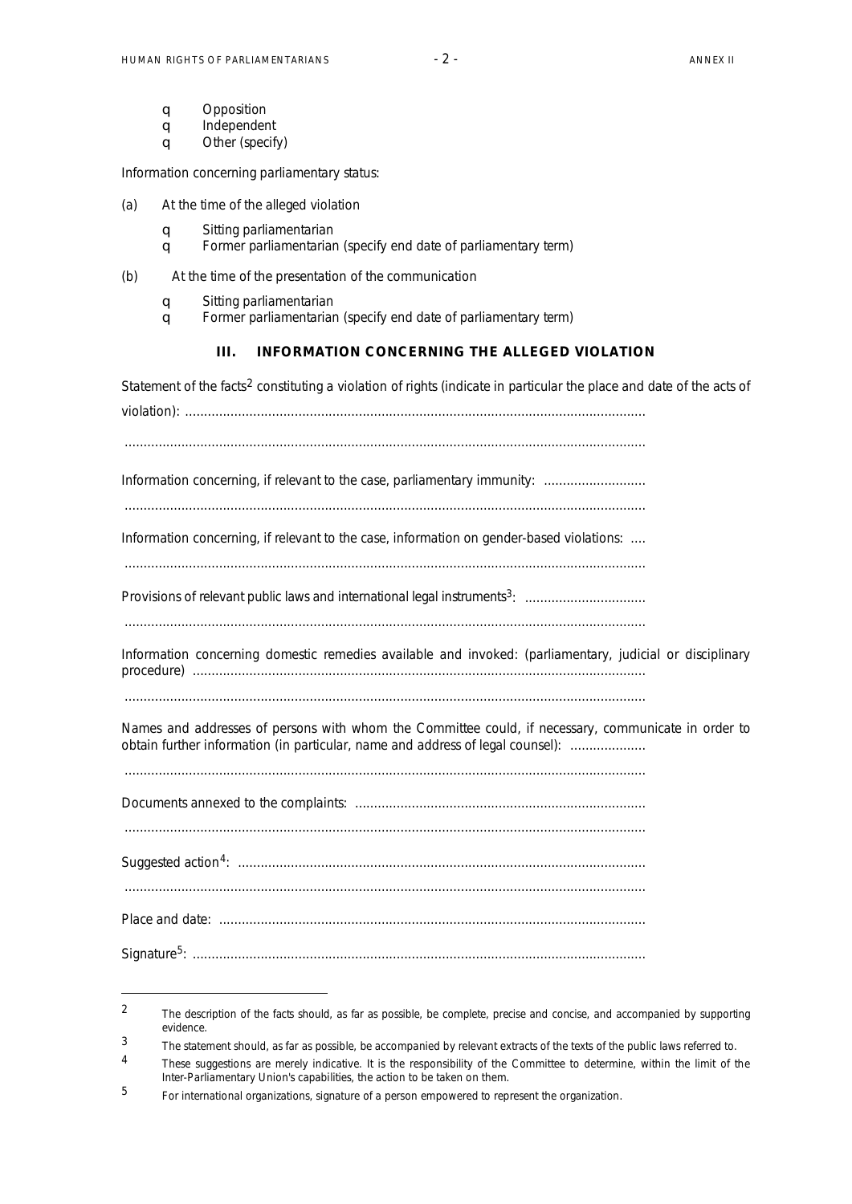- q Opposition
- q Independent
- q Other (specify)

Information concerning parliamentary status:

(a) At the time of the alleged violation

- q Sitting parliamentarian
- q Former parliamentarian (specify end date of parliamentary term)

(b) At the time of the presentation of the communication

- q Sitting parliamentarian
- q Former parliamentarian (specify end date of parliamentary term)

### III. INFORMATION CONCERNING THE ALLEGED VIOLATION

Statement of the facts[2] constituting a violation of rights (indicate in particular the place and date of the acts of violation): ..........................................................................................................................

..........................................................................................................................................

Information concerning, if relevant to the case, parliamentary immunity: ...........................

..........................................................................................................................................

Information concerning, if relevant to the case, information on gender-based violations: ....

..........................................................................................................................................

Provisions of relevant public laws and international legal instruments[3]: ................................

..........................................................................................................................................

Information concerning domestic remedies available and invoked: (parliamentary, judicial or disciplinary procedure) .......................................................................................................................

..........................................................................................................................................

Names and addresses of persons with whom the Committee could, if necessary, communicate in order to obtain further information (in particular, name and address of legal counsel): ....................

..........................................................................................................................................

Documents annexed to the complaints: .............................................................................

..........................................................................................................................................

Suggested action[4]: ...........................................................................................................

..........................................................................................................................................

Place and date: ................................................................................................................

Signature[5]: .......................................................................................................................

---

[2] The description of the facts should, as far as possible, be complete, precise and concise, and accompanied by supporting evidence.

[3] The statement should, as far as possible, be accompanied by relevant extracts of the texts of the public laws referred to.

[4] These suggestions are merely indicative. It is the responsibility of the Committee to determine, within the limit of the Inter-Parliamentary Union's capabilities, the action to be taken on them.

[5] For international organizations, signature of a person empowered to represent the organization.